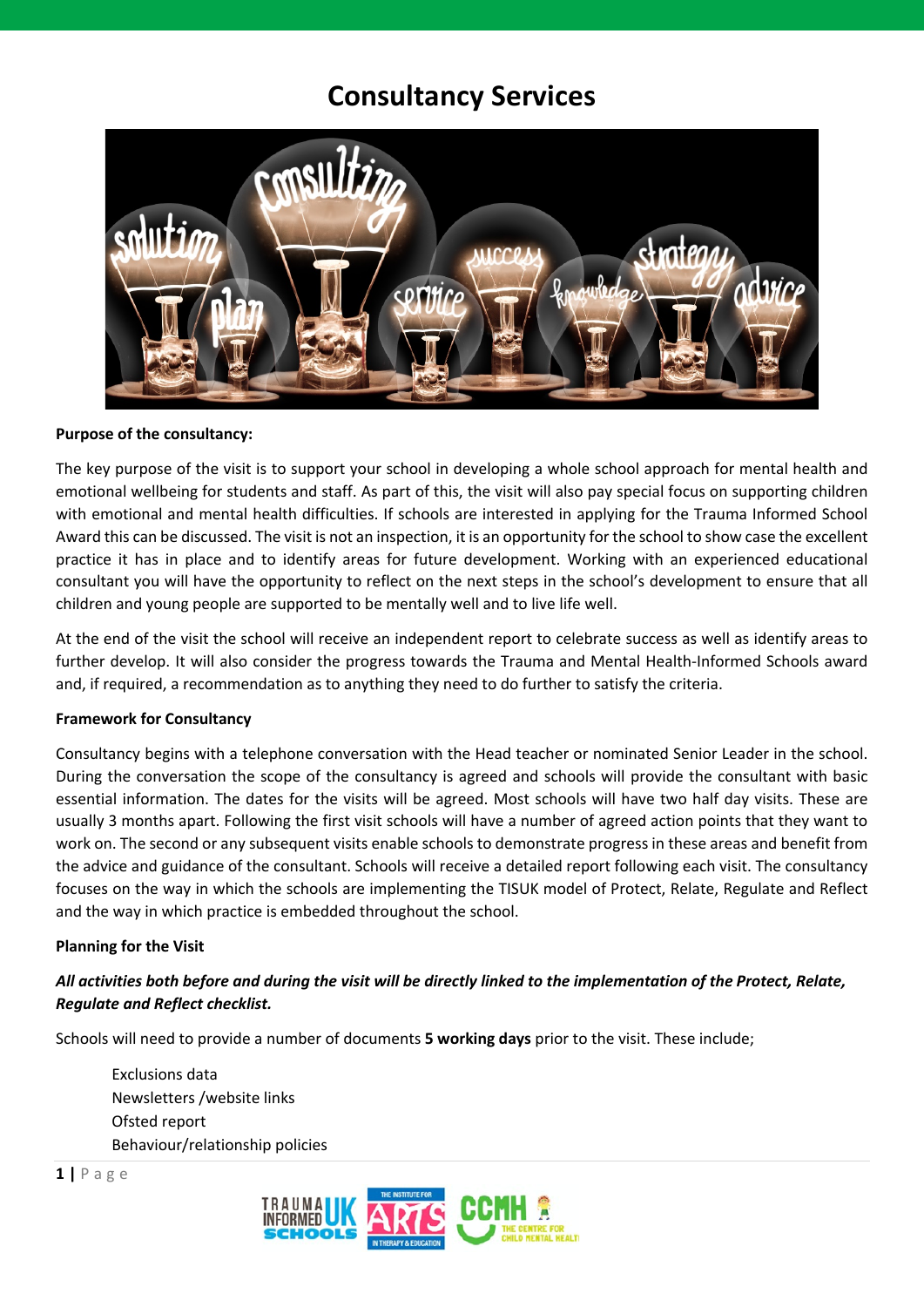# Consultancy Services

**Purpose of the consultancy:**

The key purpose of the visit is to support your school in developing a whole school approach for mental health and emotional wellbeing for students and staff. As part of this, the visit will also pay special focus on supporting children with emotional and mental health difficulties. If schools are interested in applying for the Trauma Informed School Award this can be discussed. The visit is not an inspection, it is an opportunity for the school to show case the excellent practice it has in place and to identify areas for future development. Working with an experienced educational consultant you will have the opportunity to reflect on the next steps in the school's development to ensure that all children and young people are supported to be mentally well and to live life well.

At the end of the visit the school will receive an independent report to celebrate success as well as identify areas to further develop. It will also consider the progress towards the Trauma and Mental Health-Informed Schools award and, if required, a recommendation as to anything they need to do further to satisfy the criteria.

**Framework for Consultancy**

Consultancy begins with a telephone conversation with the Head teacher or nominated Senior Leader in the school. During the conversation the scope of the consultancy is agreed and schools will provide the consultant with basic essential information. The dates for the visits will be agreed. Most schools will have two half day visits. These are usually 3 months apart. Following the first visit schools will have a number of agreed action points that they want to work on. The second or any subsequent visits enable schools to demonstrate progress in these areas and benefit from the advice and guidance of the consultant. Schools will receive a detailed report following each visit. The consultancy focuses on the way in which the schools are implementing the TISUK model of Protect, Relate, Regulate and Reflect and the way in which practice is embedded throughout the school.

**Planning for the Visit**

***All activities both before and during the visit will be directly linked to the implementation of the Protect, Relate, Regulate and Reflect checklist.***

Schools will need to provide a number of documents **5 working days** prior to the visit. These include;

Exclusions data
Newsletters /website links
Ofsted report
Behaviour/relationship policies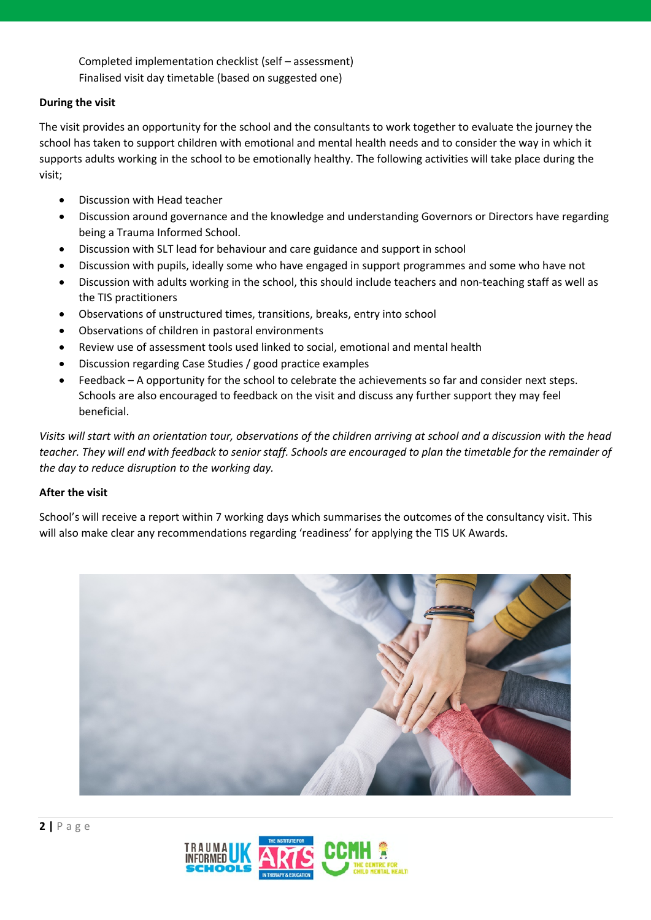Completed implementation checklist (self – assessment)
Finalised visit day timetable (based on suggested one)

**During the visit**

The visit provides an opportunity for the school and the consultants to work together to evaluate the journey the school has taken to support children with emotional and mental health needs and to consider the way in which it supports adults working in the school to be emotionally healthy. The following activities will take place during the visit;

- Discussion with Head teacher
- Discussion around governance and the knowledge and understanding Governors or Directors have regarding being a Trauma Informed School.
- Discussion with SLT lead for behaviour and care guidance and support in school
- Discussion with pupils, ideally some who have engaged in support programmes and some who have not
- Discussion with adults working in the school, this should include teachers and non-teaching staff as well as the TIS practitioners
- Observations of unstructured times, transitions, breaks, entry into school
- Observations of children in pastoral environments
- Review use of assessment tools used linked to social, emotional and mental health
- Discussion regarding Case Studies / good practice examples
- Feedback – A opportunity for the school to celebrate the achievements so far and consider next steps. Schools are also encouraged to feedback on the visit and discuss any further support they may feel beneficial.

*Visits will start with an orientation tour, observations of the children arriving at school and a discussion with the head teacher. They will end with feedback to senior staff. Schools are encouraged to plan the timetable for the remainder of the day to reduce disruption to the working day.*

**After the visit**

School's will receive a report within 7 working days which summarises the outcomes of the consultancy visit. This will also make clear any recommendations regarding 'readiness' for applying the TIS UK Awards.